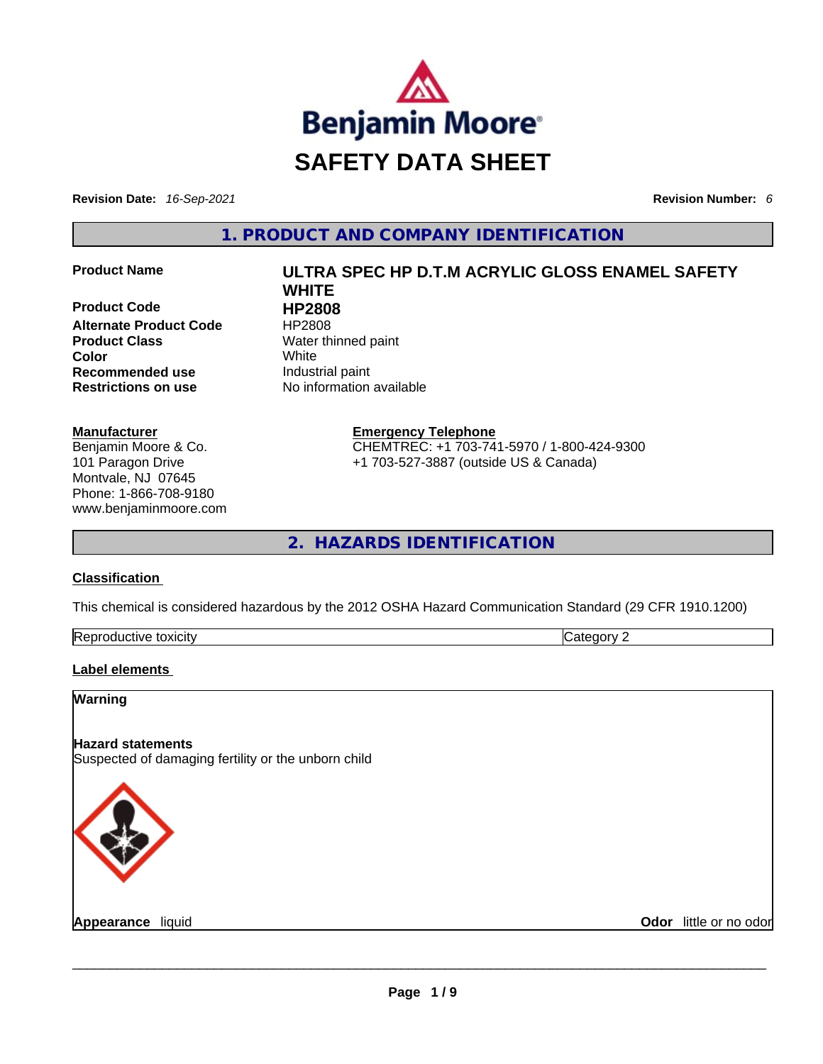# SAFETY DATA SHEET

**Revision Date:** *16-Sep-2021* **Revision Number:** *6*

## 1. PRODUCT AND COMPANY IDENTIFICATION

| | |
|---|---|
| **Product Name** | **ULTRA SPEC HP D.T.M ACRYLIC GLOSS ENAMEL SAFETY WHITE** |
| **Product Code** | **HP2808** |
| **Alternate Product Code** | HP2808 |
| **Product Class** | Water thinned paint |
| **Color** | White |
| **Recommended use** | Industrial paint |
| **Restrictions on use** | No information available |

**Manufacturer**
Benjamin Moore & Co.
101 Paragon Drive
Montvale, NJ 07645
Phone: 1-866-708-9180
www.benjaminmoore.com

**Emergency Telephone**
CHEMTREC: +1 703-741-5970 / 1-800-424-9300
+1 703-527-3887 (outside US & Canada)

## 2. HAZARDS IDENTIFICATION

**Classification**

This chemical is considered hazardous by the 2012 OSHA Hazard Communication Standard (29 CFR 1910.1200)

| | |
|---|---|
| Reproductive toxicity | Category 2 |

**Label elements**

**Warning**

**Hazard statements**
Suspected of damaging fertility or the unborn child

**Appearance** liquid **Odor** little or no odor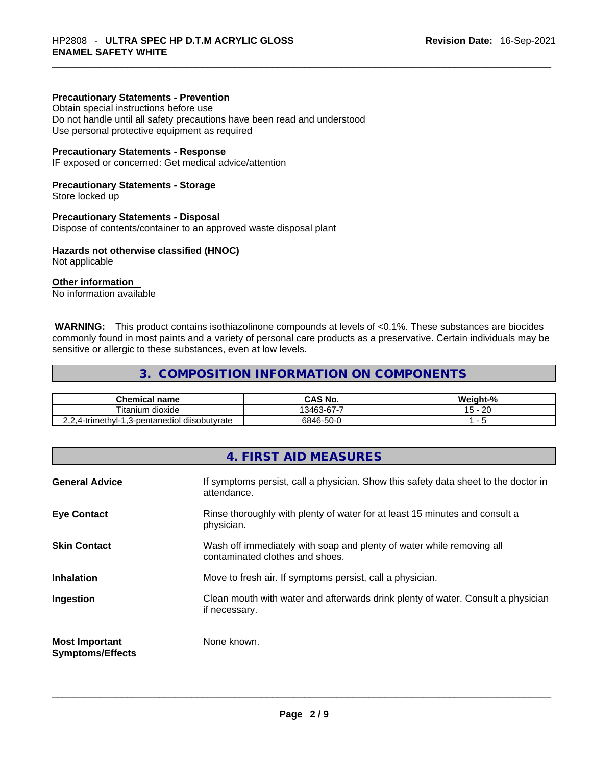**Precautionary Statements - Prevention**
Obtain special instructions before use
Do not handle until all safety precautions have been read and understood
Use personal protective equipment as required

**Precautionary Statements - Response**
IF exposed or concerned: Get medical advice/attention

**Precautionary Statements - Storage**
Store locked up

**Precautionary Statements - Disposal**
Dispose of contents/container to an approved waste disposal plant

**Hazards not otherwise classified (HNOC)**
Not applicable

**Other information**
No information available

**WARNING:** This product contains isothiazolinone compounds at levels of <0.1%. These substances are biocides commonly found in most paints and a variety of personal care products as a preservative. Certain individuals may be sensitive or allergic to these substances, even at low levels.

## 3. COMPOSITION INFORMATION ON COMPONENTS

| Chemical name | CAS No. | Weight-% |
|---|---|---|
| Titanium dioxide | 13463-67-7 | 15 - 20 |
| 2,2,4-trimethyl-1,3-pentanediol diisobutyrate | 6846-50-0 | 1 - 5 |

## 4. FIRST AID MEASURES

**General Advice** If symptoms persist, call a physician. Show this safety data sheet to the doctor in attendance.

**Eye Contact** Rinse thoroughly with plenty of water for at least 15 minutes and consult a physician.

**Skin Contact** Wash off immediately with soap and plenty of water while removing all contaminated clothes and shoes.

**Inhalation** Move to fresh air. If symptoms persist, call a physician.

**Ingestion** Clean mouth with water and afterwards drink plenty of water. Consult a physician if necessary.

**Most Important Symptoms/Effects** None known.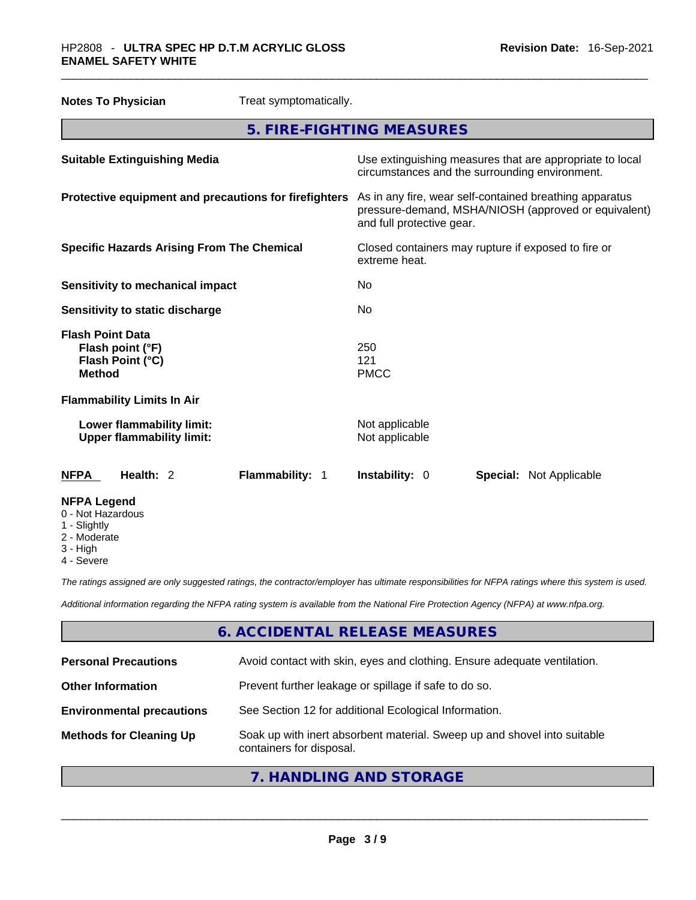**Notes To Physician** Treat symptomatically.

## 5. FIRE-FIGHTING MEASURES

| | |
|---|---|
| **Suitable Extinguishing Media** | Use extinguishing measures that are appropriate to local circumstances and the surrounding environment. |
| **Protective equipment and precautions for firefighters** | As in any fire, wear self-contained breathing apparatus pressure-demand, MSHA/NIOSH (approved or equivalent) and full protective gear. |
| **Specific Hazards Arising From The Chemical** | Closed containers may rupture if exposed to fire or extreme heat. |
| **Sensitivity to mechanical impact** | No |
| **Sensitivity to static discharge** | No |
| **Flash Point Data** | |
| **Flash point (°F)** | 250 |
| **Flash Point (°C)** | 121 |
| **Method** | PMCC |
| **Flammability Limits In Air** | |
| **Lower flammability limit:** | Not applicable |
| **Upper flammability limit:** | Not applicable |

| **NFPA** | **Health:** 2 | **Flammability:** 1 | **Instability:** 0 | **Special:** Not Applicable |
|---|---|---|---|---|

**NFPA Legend**
- 0 - Not Hazardous
- 1 - Slightly
- 2 - Moderate
- 3 - High
- 4 - Severe

*The ratings assigned are only suggested ratings, the contractor/employer has ultimate responsibilities for NFPA ratings where this system is used.*

*Additional information regarding the NFPA rating system is available from the National Fire Protection Agency (NFPA) at www.nfpa.org.*

## 6. ACCIDENTAL RELEASE MEASURES

| | |
|---|---|
| **Personal Precautions** | Avoid contact with skin, eyes and clothing. Ensure adequate ventilation. |
| **Other Information** | Prevent further leakage or spillage if safe to do so. |
| **Environmental precautions** | See Section 12 for additional Ecological Information. |
| **Methods for Cleaning Up** | Soak up with inert absorbent material. Sweep up and shovel into suitable containers for disposal. |

## 7. HANDLING AND STORAGE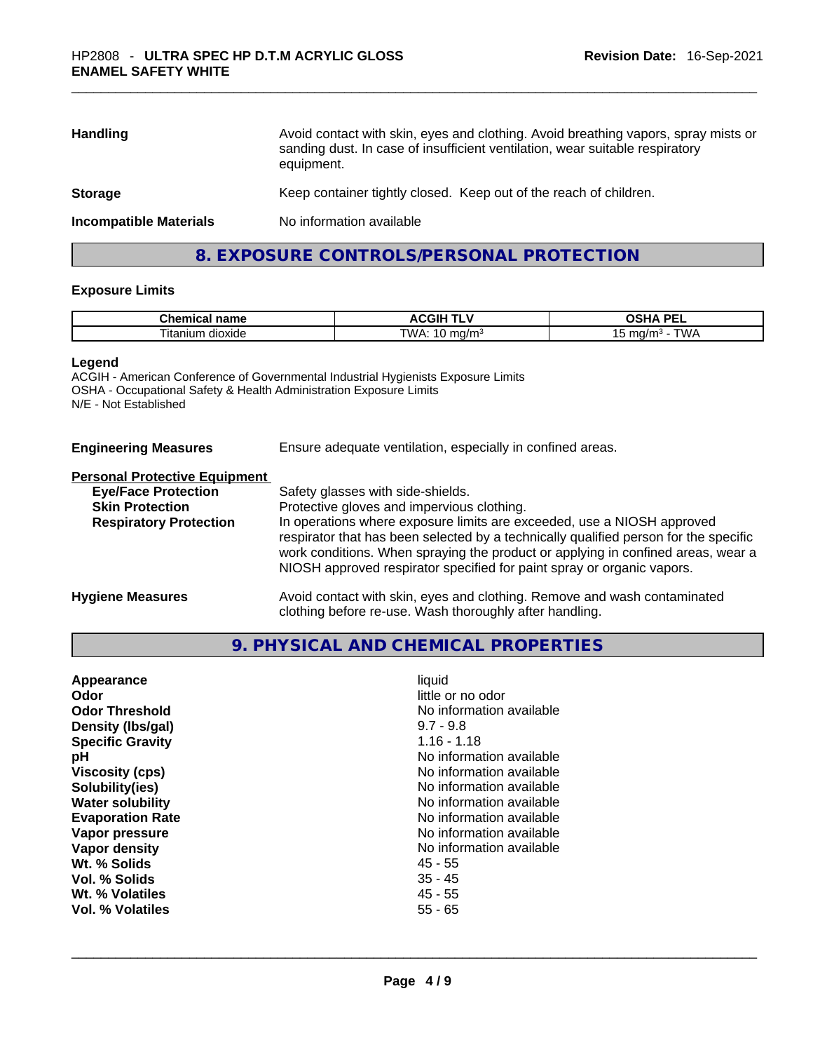| | |
|---|---|
| **Handling** | Avoid contact with skin, eyes and clothing. Avoid breathing vapors, spray mists or sanding dust. In case of insufficient ventilation, wear suitable respiratory equipment. |
| **Storage** | Keep container tightly closed. Keep out of the reach of children. |
| **Incompatible Materials** | No information available |

## 8. EXPOSURE CONTROLS/PERSONAL PROTECTION

### Exposure Limits

| Chemical name | ACGIH TLV | OSHA PEL |
|---|---|---|
| Titanium dioxide | TWA: 10 $mg/m^3$ | 15 $mg/m^3$ - TWA |

**Legend**
ACGIH - American Conference of Governmental Industrial Hygienists Exposure Limits
OSHA - Occupational Safety & Health Administration Exposure Limits
N/E - Not Established

**Engineering Measures** — Ensure adequate ventilation, especially in confined areas.

**Personal Protective Equipment**

| | |
|---|---|
| **Eye/Face Protection** | Safety glasses with side-shields. |
| **Skin Protection** | Protective gloves and impervious clothing. |
| **Respiratory Protection** | In operations where exposure limits are exceeded, use a NIOSH approved respirator that has been selected by a technically qualified person for the specific work conditions. When spraying the product or applying in confined areas, wear a NIOSH approved respirator specified for paint spray or organic vapors. |

**Hygiene Measures** — Avoid contact with skin, eyes and clothing. Remove and wash contaminated clothing before re-use. Wash thoroughly after handling.

## 9. PHYSICAL AND CHEMICAL PROPERTIES

| | |
|---|---|
| **Appearance** | liquid |
| **Odor** | little or no odor |
| **Odor Threshold** | No information available |
| **Density (lbs/gal)** | 9.7 - 9.8 |
| **Specific Gravity** | 1.16 - 1.18 |
| **pH** | No information available |
| **Viscosity (cps)** | No information available |
| **Solubility(ies)** | No information available |
| **Water solubility** | No information available |
| **Evaporation Rate** | No information available |
| **Vapor pressure** | No information available |
| **Vapor density** | No information available |
| **Wt. % Solids** | 45 - 55 |
| **Vol. % Solids** | 35 - 45 |
| **Wt. % Volatiles** | 45 - 55 |
| **Vol. % Volatiles** | 55 - 65 |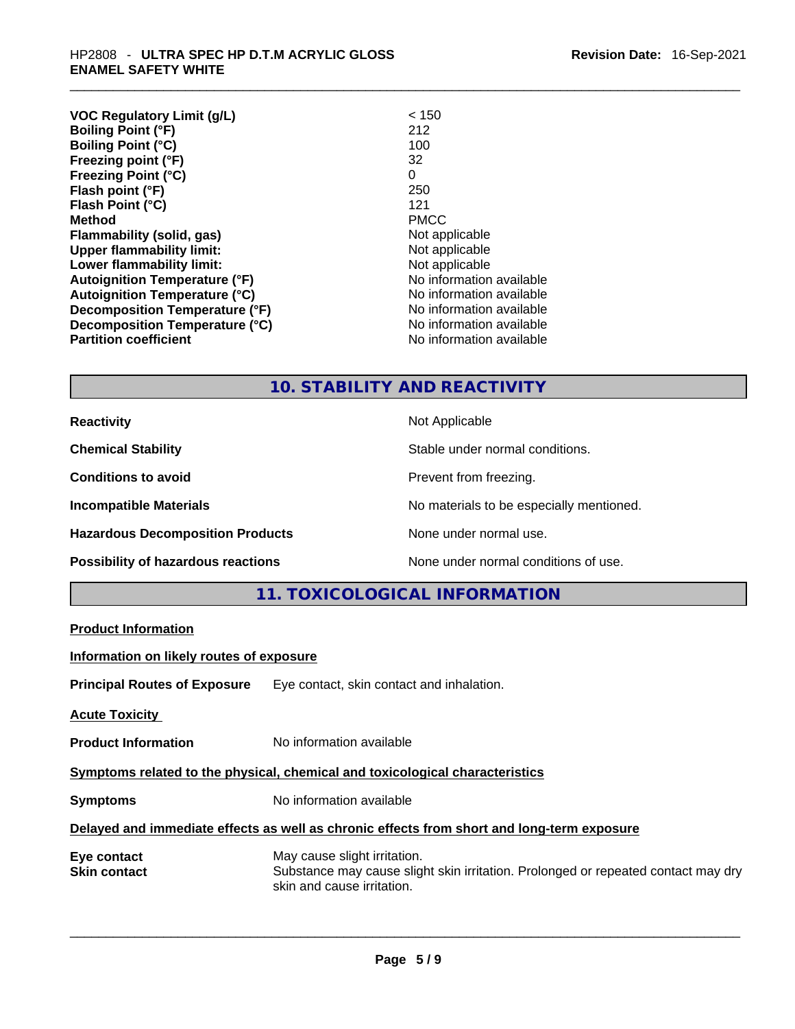| | |
|---|---|
| **VOC Regulatory Limit (g/L)** | < 150 |
| **Boiling Point (°F)** | 212 |
| **Boiling Point (°C)** | 100 |
| **Freezing point (°F)** | 32 |
| **Freezing Point (°C)** | 0 |
| **Flash point (°F)** | 250 |
| **Flash Point (°C)** | 121 |
| **Method** | PMCC |
| **Flammability (solid, gas)** | Not applicable |
| **Upper flammability limit:** | Not applicable |
| **Lower flammability limit:** | Not applicable |
| **Autoignition Temperature (°F)** | No information available |
| **Autoignition Temperature (°C)** | No information available |
| **Decomposition Temperature (°F)** | No information available |
| **Decomposition Temperature (°C)** | No information available |
| **Partition coefficient** | No information available |

## 10. STABILITY AND REACTIVITY

| | |
|---|---|
| **Reactivity** | Not Applicable |
| **Chemical Stability** | Stable under normal conditions. |
| **Conditions to avoid** | Prevent from freezing. |
| **Incompatible Materials** | No materials to be especially mentioned. |
| **Hazardous Decomposition Products** | None under normal use. |
| **Possibility of hazardous reactions** | None under normal conditions of use. |

## 11. TOXICOLOGICAL INFORMATION

**Product Information**

**Information on likely routes of exposure**

**Principal Routes of Exposure** Eye contact, skin contact and inhalation.

**Acute Toxicity**

**Product Information** No information available

**Symptoms related to the physical, chemical and toxicological characteristics**

**Symptoms** No information available

**Delayed and immediate effects as well as chronic effects from short and long-term exposure**

**Eye contact** May cause slight irritation.

**Skin contact** Substance may cause slight skin irritation. Prolonged or repeated contact may dry skin and cause irritation.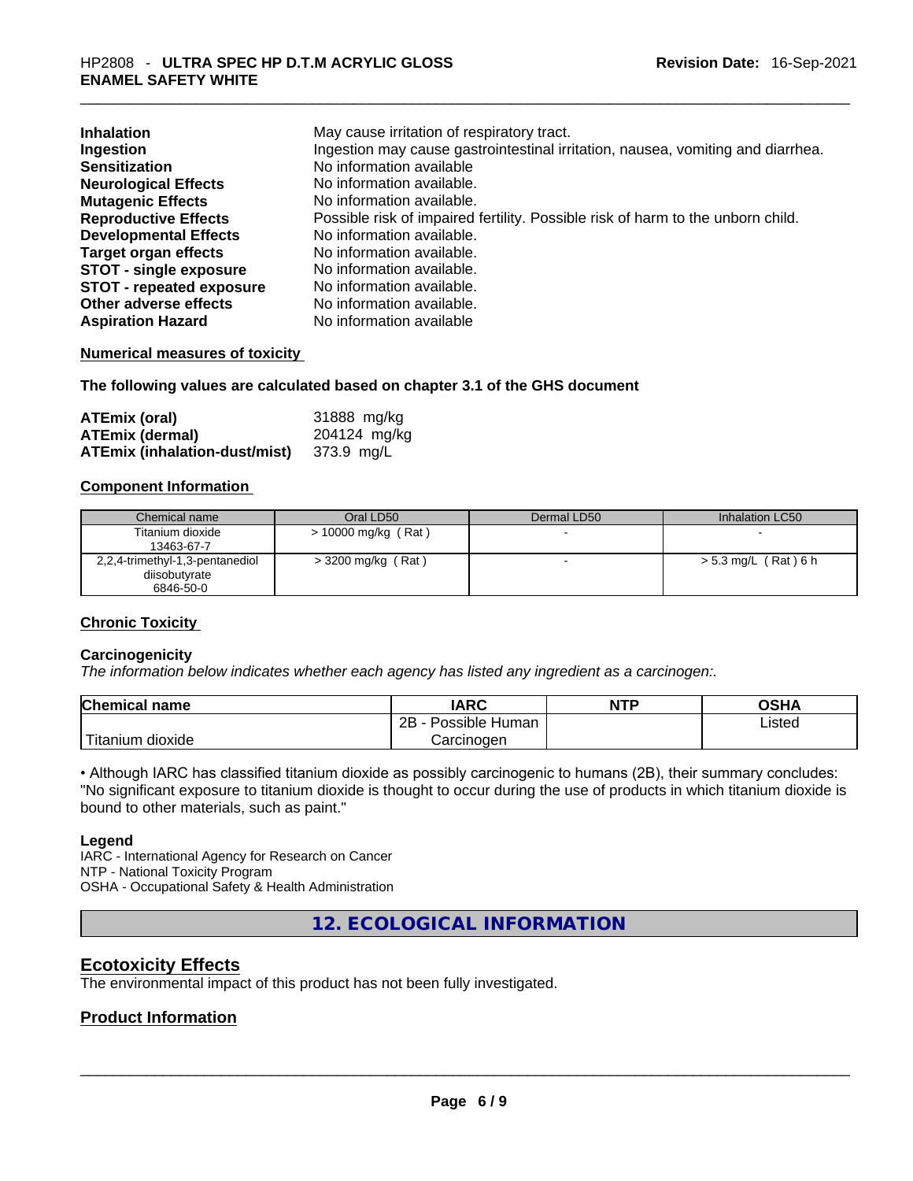| | |
|---|---|
| **Inhalation** | May cause irritation of respiratory tract. |
| **Ingestion** | Ingestion may cause gastrointestinal irritation, nausea, vomiting and diarrhea. |
| **Sensitization** | No information available |
| **Neurological Effects** | No information available. |
| **Mutagenic Effects** | No information available. |
| **Reproductive Effects** | Possible risk of impaired fertility. Possible risk of harm to the unborn child. |
| **Developmental Effects** | No information available. |
| **Target organ effects** | No information available. |
| **STOT - single exposure** | No information available. |
| **STOT - repeated exposure** | No information available. |
| **Other adverse effects** | No information available. |
| **Aspiration Hazard** | No information available |

**Numerical measures of toxicity**

**The following values are calculated based on chapter 3.1 of the GHS document**

| | |
|---|---|
| **ATEmix (oral)** | 31888 mg/kg |
| **ATEmix (dermal)** | 204124 mg/kg |
| **ATEmix (inhalation-dust/mist)** | 373.9 mg/L |

**Component Information**

| Chemical name | Oral LD50 | Dermal LD50 | Inhalation LC50 |
|---|---|---|---|
| Titanium dioxide<br>13463-67-7 | > 10000 mg/kg ( Rat ) | - | - |
| 2,2,4-trimethyl-1,3-pentanediol diisobutyrate<br>6846-50-0 | > 3200 mg/kg ( Rat ) | - | > 5.3 mg/L ( Rat ) 6 h |

**Chronic Toxicity**

**Carcinogenicity**

*The information below indicates whether each agency has listed any ingredient as a carcinogen:.*

| Chemical name | IARC | NTP | OSHA |
|---|---|---|---|
| Titanium dioxide | 2B - Possible Human Carcinogen | | Listed |

• Although IARC has classified titanium dioxide as possibly carcinogenic to humans (2B), their summary concludes: "No significant exposure to titanium dioxide is thought to occur during the use of products in which titanium dioxide is bound to other materials, such as paint."

**Legend**

IARC - International Agency for Research on Cancer
NTP - National Toxicity Program
OSHA - Occupational Safety & Health Administration

## 12. ECOLOGICAL INFORMATION

## Ecotoxicity Effects

The environmental impact of this product has not been fully investigated.

## Product Information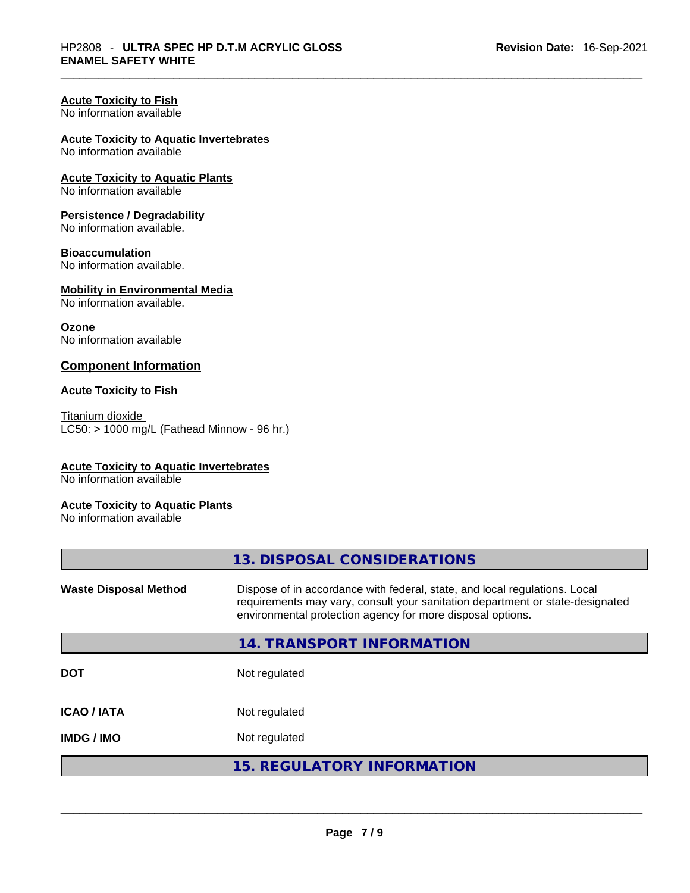**Acute Toxicity to Fish**
No information available

**Acute Toxicity to Aquatic Invertebrates**
No information available

**Acute Toxicity to Aquatic Plants**
No information available

**Persistence / Degradability**
No information available.

**Bioaccumulation**
No information available.

**Mobility in Environmental Media**
No information available.

**Ozone**
No information available

### Component Information

**Acute Toxicity to Fish**

Titanium dioxide
LC50: > 1000 mg/L (Fathead Minnow - 96 hr.)

**Acute Toxicity to Aquatic Invertebrates**
No information available

**Acute Toxicity to Aquatic Plants**
No information available

## 13. DISPOSAL CONSIDERATIONS

**Waste Disposal Method** — Dispose of in accordance with federal, state, and local regulations. Local requirements may vary, consult your sanitation department or state-designated environmental protection agency for more disposal options.

## 14. TRANSPORT INFORMATION

| | |
|---|---|
| **DOT** | Not regulated |
| **ICAO / IATA** | Not regulated |
| **IMDG / IMO** | Not regulated |

## 15. REGULATORY INFORMATION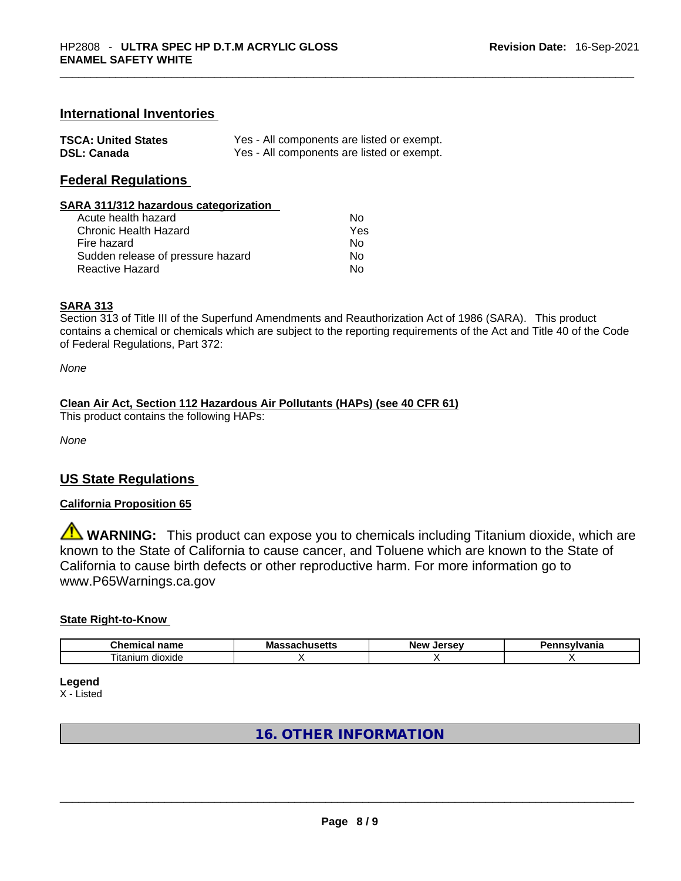## International Inventories

| | |
|---|---|
| **TSCA: United States** | Yes - All components are listed or exempt. |
| **DSL: Canada** | Yes - All components are listed or exempt. |

## Federal Regulations

**SARA 311/312 hazardous categorization**

| | |
|---|---|
| Acute health hazard | No |
| Chronic Health Hazard | Yes |
| Fire hazard | No |
| Sudden release of pressure hazard | No |
| Reactive Hazard | No |

**SARA 313**

Section 313 of Title III of the Superfund Amendments and Reauthorization Act of 1986 (SARA). This product contains a chemical or chemicals which are subject to the reporting requirements of the Act and Title 40 of the Code of Federal Regulations, Part 372:

*None*

**Clean Air Act, Section 112 Hazardous Air Pollutants (HAPs) (see 40 CFR 61)**

This product contains the following HAPs:

*None*

## US State Regulations

**California Proposition 65**

⚠ **WARNING:** This product can expose you to chemicals including Titanium dioxide, which are known to the State of California to cause cancer, and Toluene which are known to the State of California to cause birth defects or other reproductive harm. For more information go to www.P65Warnings.ca.gov

**State Right-to-Know**

| Chemical name | Massachusetts | New Jersey | Pennsylvania |
|---|---|---|---|
| Titanium dioxide | X | X | X |

**Legend**

X - Listed

## 16. OTHER INFORMATION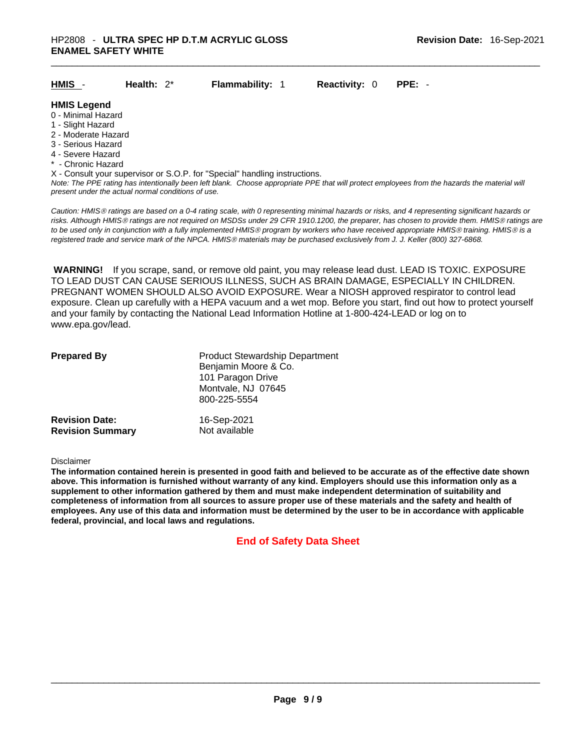| **HMIS** - | **Health:** 2* | **Flammability:** 1 | **Reactivity:** 0 | **PPE:** - |
|---|---|---|---|---|

**HMIS Legend**

0 - Minimal Hazard
1 - Slight Hazard
2 - Moderate Hazard
3 - Serious Hazard
4 - Severe Hazard
* - Chronic Hazard
X - Consult your supervisor or S.O.P. for "Special" handling instructions.

*Note: The PPE rating has intentionally been left blank. Choose appropriate PPE that will protect employees from the hazards the material will present under the actual normal conditions of use.*

*Caution: HMIS® ratings are based on a 0-4 rating scale, with 0 representing minimal hazards or risks, and 4 representing significant hazards or risks. Although HMIS® ratings are not required on MSDSs under 29 CFR 1910.1200, the preparer, has chosen to provide them. HMIS® ratings are to be used only in conjunction with a fully implemented HMIS® program by workers who have received appropriate HMIS® training. HMIS® is a registered trade and service mark of the NPCA. HMIS® materials may be purchased exclusively from J. J. Keller (800) 327-6868.*

**WARNING!** If you scrape, sand, or remove old paint, you may release lead dust. LEAD IS TOXIC. EXPOSURE TO LEAD DUST CAN CAUSE SERIOUS ILLNESS, SUCH AS BRAIN DAMAGE, ESPECIALLY IN CHILDREN. PREGNANT WOMEN SHOULD ALSO AVOID EXPOSURE. Wear a NIOSH approved respirator to control lead exposure. Clean up carefully with a HEPA vacuum and a wet mop. Before you start, find out how to protect yourself and your family by contacting the National Lead Information Hotline at 1-800-424-LEAD or log on to www.epa.gov/lead.

| | |
|---|---|
| **Prepared By** | Product Stewardship Department<br>Benjamin Moore & Co.<br>101 Paragon Drive<br>Montvale, NJ 07645<br>800-225-5554 |
| **Revision Date:** | 16-Sep-2021 |
| **Revision Summary** | Not available |

Disclaimer

**The information contained herein is presented in good faith and believed to be accurate as of the effective date shown above. This information is furnished without warranty of any kind. Employers should use this information only as a supplement to other information gathered by them and must make independent determination of suitability and completeness of information from all sources to assure proper use of these materials and the safety and health of employees. Any use of this data and information must be determined by the user to be in accordance with applicable federal, provincial, and local laws and regulations.**

**End of Safety Data Sheet**